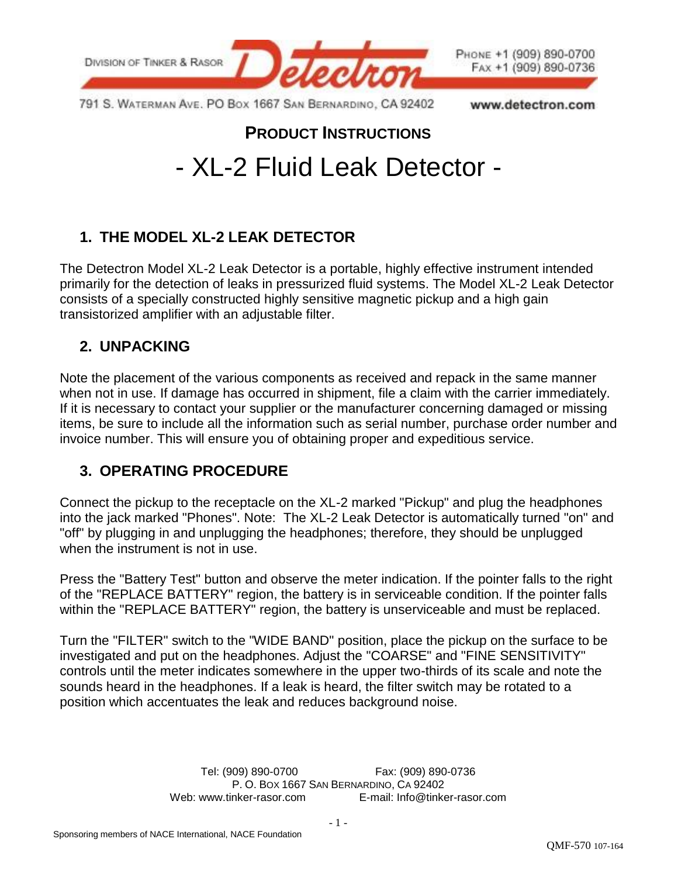**PRODUCT INSTRUCTIONS**

# - XL-2 Fluid Leak Detector -

## 1. THE MODEL XL-2 LEAK DETECTOR

The Detectron Model XL-2 Leak Detector is a portable, highly effective instrument intended primarily for the detection of leaks in pressurized fluid systems. The Model XL-2 Leak Detector consists of a specially constructed highly sensitive magnetic pickup and a high gain transistorized amplifier with an adjustable filter.

## 2. UNPACKING

Note the placement of the various components as received and repack in the same manner when not in use. If damage has occurred in shipment, file a claim with the carrier immediately. If it is necessary to contact your supplier or the manufacturer concerning damaged or missing items, be sure to include all the information such as serial number, purchase order number and invoice number. This will ensure you of obtaining proper and expeditious service.

## 3. OPERATING PROCEDURE

Connect the pickup to the receptacle on the XL-2 marked "Pickup" and plug the headphones into the jack marked "Phones". Note: The XL-2 Leak Detector is automatically turned "on" and "off" by plugging in and unplugging the headphones; therefore, they should be unplugged when the instrument is not in use.

Press the "Battery Test" button and observe the meter indication. If the pointer falls to the right of the "REPLACE BATTERY" region, the battery is in serviceable condition. If the pointer falls within the "REPLACE BATTERY" region, the battery is unserviceable and must be replaced.

Turn the "FILTER" switch to the "WIDE BAND" position, place the pickup on the surface to be investigated and put on the headphones. Adjust the "COARSE" and "FINE SENSITIVITY" controls until the meter indicates somewhere in the upper two-thirds of its scale and note the sounds heard in the headphones. If a leak is heard, the filter switch may be rotated to a position which accentuates the leak and reduces background noise.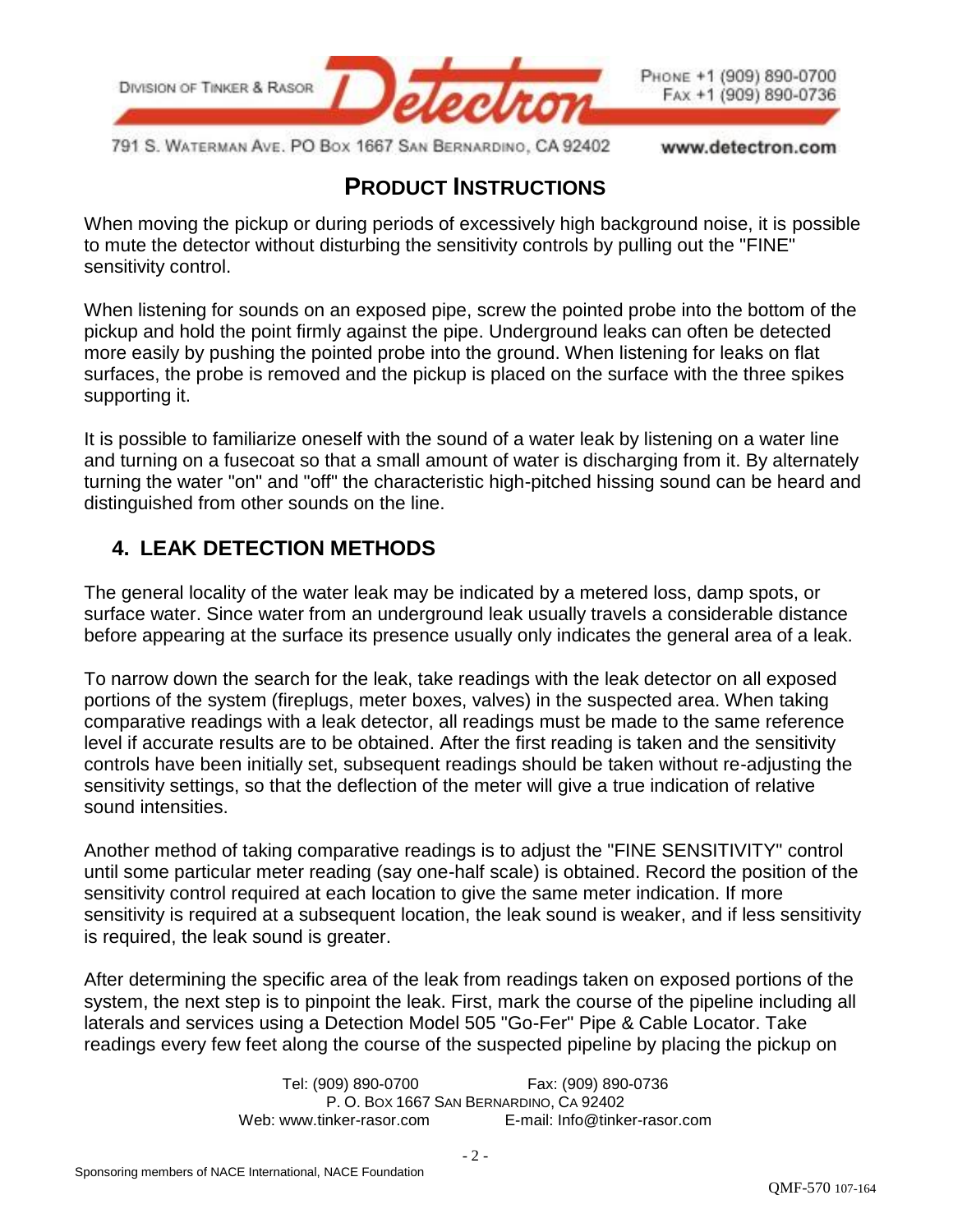## PRODUCT INSTRUCTIONS

When moving the pickup or during periods of excessively high background noise, it is possible to mute the detector without disturbing the sensitivity controls by pulling out the "FINE" sensitivity control.

When listening for sounds on an exposed pipe, screw the pointed probe into the bottom of the pickup and hold the point firmly against the pipe. Underground leaks can often be detected more easily by pushing the pointed probe into the ground. When listening for leaks on flat surfaces, the probe is removed and the pickup is placed on the surface with the three spikes supporting it.

It is possible to familiarize oneself with the sound of a water leak by listening on a water line and turning on a fusecoat so that a small amount of water is discharging from it. By alternately turning the water "on" and "off" the characteristic high-pitched hissing sound can be heard and distinguished from other sounds on the line.

## 4. LEAK DETECTION METHODS

The general locality of the water leak may be indicated by a metered loss, damp spots, or surface water. Since water from an underground leak usually travels a considerable distance before appearing at the surface its presence usually only indicates the general area of a leak.

To narrow down the search for the leak, take readings with the leak detector on all exposed portions of the system (fireplugs, meter boxes, valves) in the suspected area. When taking comparative readings with a leak detector, all readings must be made to the same reference level if accurate results are to be obtained. After the first reading is taken and the sensitivity controls have been initially set, subsequent readings should be taken without re-adjusting the sensitivity settings, so that the deflection of the meter will give a true indication of relative sound intensities.

Another method of taking comparative readings is to adjust the "FINE SENSITIVITY" control until some particular meter reading (say one-half scale) is obtained. Record the position of the sensitivity control required at each location to give the same meter indication. If more sensitivity is required at a subsequent location, the leak sound is weaker, and if less sensitivity is required, the leak sound is greater.

After determining the specific area of the leak from readings taken on exposed portions of the system, the next step is to pinpoint the leak. First, mark the course of the pipeline including all laterals and services using a Detection Model 505 "Go-Fer" Pipe & Cable Locator. Take readings every few feet along the course of the suspected pipeline by placing the pickup on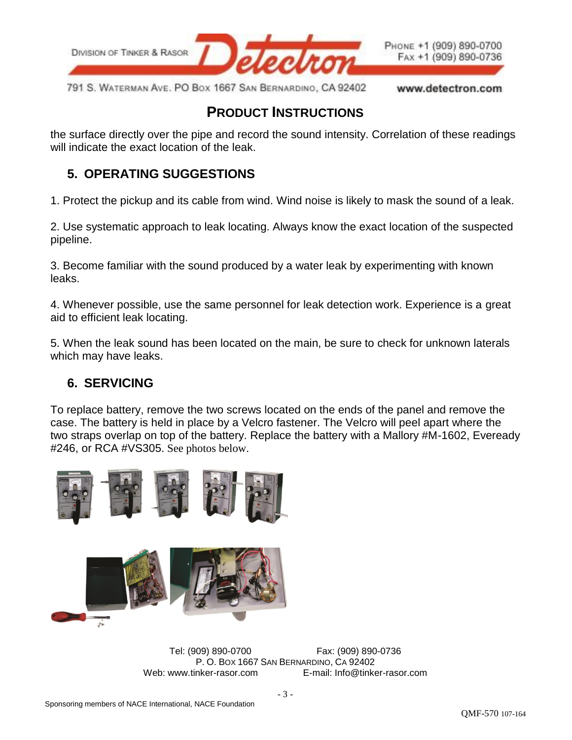the surface directly over the pipe and record the sound intensity. Correlation of these readings will indicate the exact location of the leak.

## 5. OPERATING SUGGESTIONS

1. Protect the pickup and its cable from wind. Wind noise is likely to mask the sound of a leak.

2. Use systematic approach to leak locating. Always know the exact location of the suspected pipeline.

3. Become familiar with the sound produced by a water leak by experimenting with known leaks.

4. Whenever possible, use the same personnel for leak detection work. Experience is a great aid to efficient leak locating.

5. When the leak sound has been located on the main, be sure to check for unknown laterals which may have leaks.

## 6. SERVICING

To replace battery, remove the two screws located on the ends of the panel and remove the case. The battery is held in place by a Velcro fastener. The Velcro will peel apart where the two straps overlap on top of the battery. Replace the battery with a Mallory #M-1602, Eveready #246, or RCA #VS305. See photos below.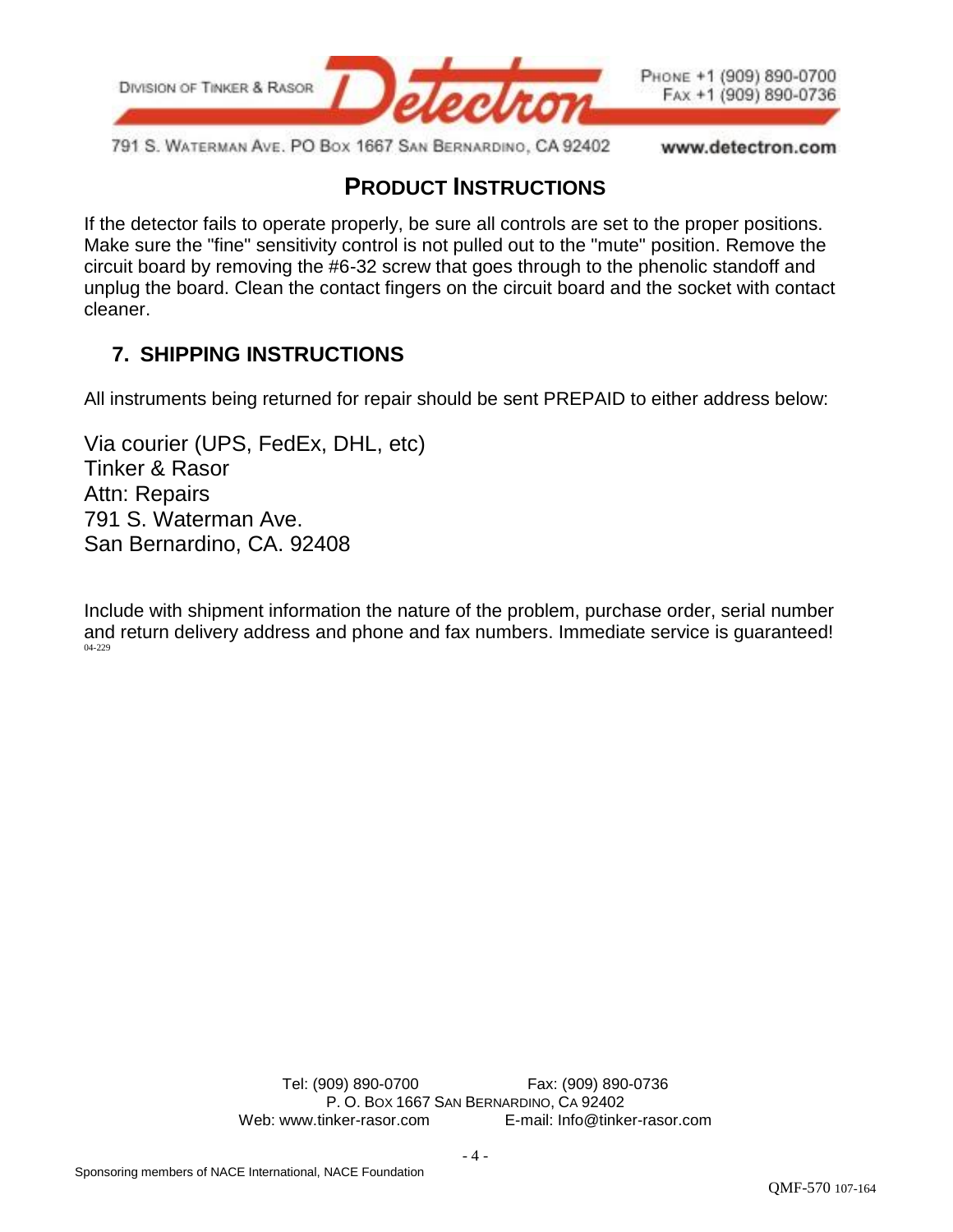## PRODUCT INSTRUCTIONS

If the detector fails to operate properly, be sure all controls are set to the proper positions. Make sure the "fine" sensitivity control is not pulled out to the "mute" position. Remove the circuit board by removing the #6-32 screw that goes through to the phenolic standoff and unplug the board. Clean the contact fingers on the circuit board and the socket with contact cleaner.

## 7. SHIPPING INSTRUCTIONS

All instruments being returned for repair should be sent PREPAID to either address below:

Via courier (UPS, FedEx, DHL, etc)
Tinker & Rasor
Attn: Repairs
791 S. Waterman Ave.
San Bernardino, CA. 92408

Include with shipment information the nature of the problem, purchase order, serial number and return delivery address and phone and fax numbers. Immediate service is guaranteed!
04-229